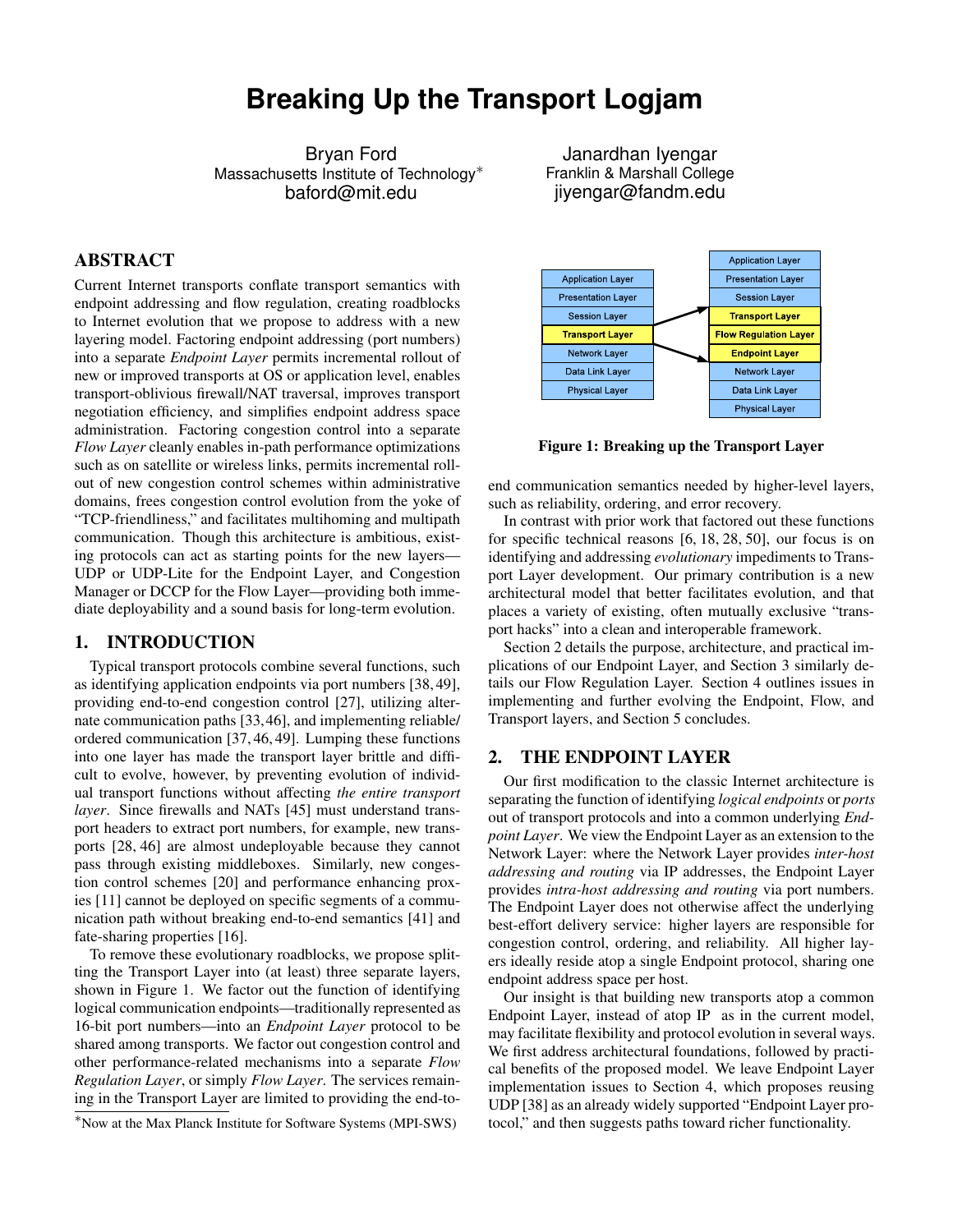# Breaking Up the Transport Logjam

Bryan Ford
Massachusetts Institute of Technology*
baford@mit.edu

Janardhan Iyengar
Franklin & Marshall College
jiyengar@fandm.edu

## ABSTRACT

Current Internet transports conflate transport semantics with endpoint addressing and flow regulation, creating roadblocks to Internet evolution that we propose to address with a new layering model. Factoring endpoint addressing (port numbers) into a separate *Endpoint Layer* permits incremental rollout of new or improved transports at OS or application level, enables transport-oblivious firewall/NAT traversal, improves transport negotiation efficiency, and simplifies endpoint address space administration. Factoring congestion control into a separate *Flow Layer* cleanly enables in-path performance optimizations such as on satellite or wireless links, permits incremental rollout of new congestion control schemes within administrative domains, frees congestion control evolution from the yoke of "TCP-friendliness," and facilitates multihoming and multipath communication. Though this architecture is ambitious, existing protocols can act as starting points for the new layers—UDP or UDP-Lite for the Endpoint Layer, and Congestion Manager or DCCP for the Flow Layer—providing both immediate deployability and a sound basis for long-term evolution.

## 1. INTRODUCTION

Typical transport protocols combine several functions, such as identifying application endpoints via port numbers [38, 49], providing end-to-end congestion control [27], utilizing alternate communication paths [33, 46], and implementing reliable/ordered communication [37, 46, 49]. Lumping these functions into one layer has made the transport layer brittle and difficult to evolve, however, by preventing evolution of individual transport functions without affecting *the entire transport layer*. Since firewalls and NATs [45] must understand transport headers to extract port numbers, for example, new transports [28, 46] are almost undeployable because they cannot pass through existing middleboxes. Similarly, new congestion control schemes [20] and performance enhancing proxies [11] cannot be deployed on specific segments of a communication path without breaking end-to-end semantics [41] and fate-sharing properties [16].

To remove these evolutionary roadblocks, we propose splitting the Transport Layer into (at least) three separate layers, shown in Figure 1. We factor out the function of identifying logical communication endpoints—traditionally represented as 16-bit port numbers—into an *Endpoint Layer* protocol to be shared among transports. We factor out congestion control and other performance-related mechanisms into a separate *Flow Regulation Layer*, or simply *Flow Layer*. The services remaining in the Transport Layer are limited to providing the end-to-end communication semantics needed by higher-level layers, such as reliability, ordering, and error recovery.

Application Layer
Presentation Layer
Session Layer
Transport Layer
Network Layer
Data Link Layer
Physical Layer

Application Layer
Presentation Layer
Session Layer
Transport Layer
Flow Regulation Layer
Endpoint Layer
Network Layer
Data Link Layer
Physical Layer

**Figure 1: Breaking up the Transport Layer**

In contrast with prior work that factored out these functions for specific technical reasons [6, 18, 28, 50], our focus is on identifying and addressing *evolutionary* impediments to Transport Layer development. Our primary contribution is a new architectural model that better facilitates evolution, and that places a variety of existing, often mutually exclusive "transport hacks" into a clean and interoperable framework.

Section 2 details the purpose, architecture, and practical implications of our Endpoint Layer, and Section 3 similarly details our Flow Regulation Layer. Section 4 outlines issues in implementing and further evolving the Endpoint, Flow, and Transport layers, and Section 5 concludes.

## 2. THE ENDPOINT LAYER

Our first modification to the classic Internet architecture is separating the function of identifying *logical endpoints* or *ports* out of transport protocols and into a common underlying *Endpoint Layer*. We view the Endpoint Layer as an extension to the Network Layer: where the Network Layer provides *inter-host addressing and routing* via IP addresses, the Endpoint Layer provides *intra-host addressing and routing* via port numbers. The Endpoint Layer does not otherwise affect the underlying best-effort delivery service: higher layers are responsible for congestion control, ordering, and reliability. All higher layers ideally reside atop a single Endpoint protocol, sharing one endpoint address space per host.

Our insight is that building new transports atop a common Endpoint Layer, instead of atop IP as in the current model, may facilitate flexibility and protocol evolution in several ways. We first address architectural foundations, followed by practical benefits of the proposed model. We leave Endpoint Layer implementation issues to Section 4, which proposes reusing UDP [38] as an already widely supported "Endpoint Layer protocol," and then suggests paths toward richer functionality.

*Now at the Max Planck Institute for Software Systems (MPI-SWS)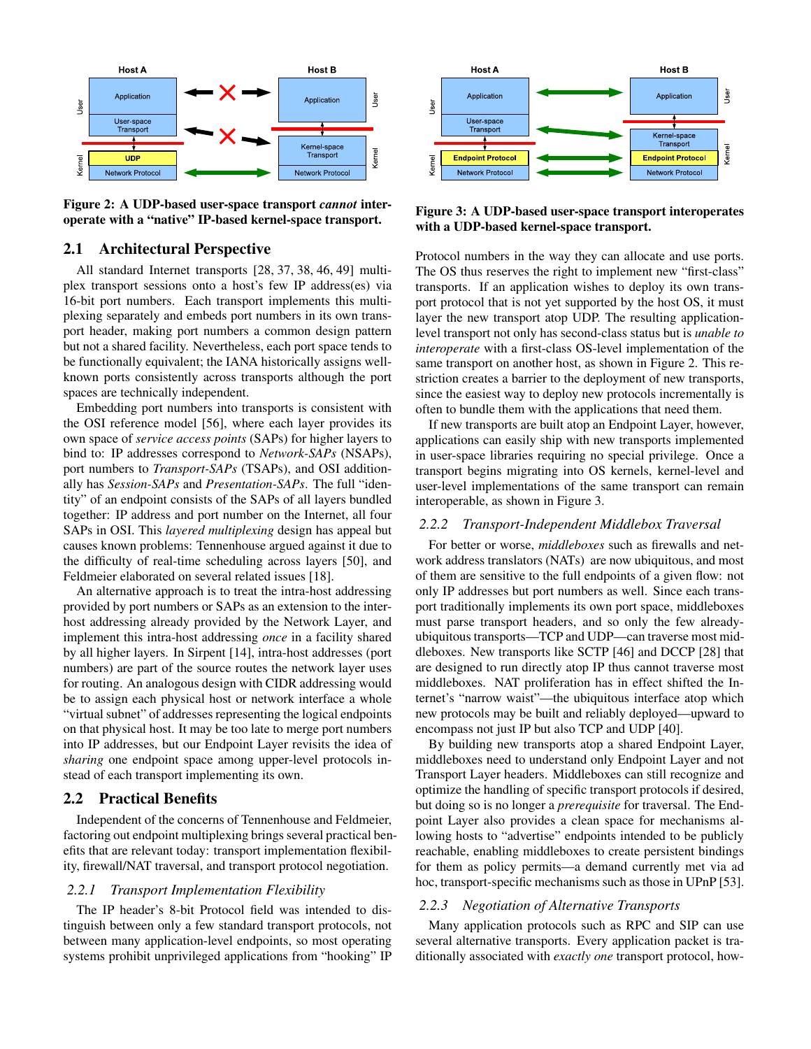Figure 2: A UDP-based user-space transport *cannot* interoperate with a "native" IP-based kernel-space transport.

Figure 3: A UDP-based user-space transport interoperates with a UDP-based kernel-space transport.

## 2.1 Architectural Perspective

All standard Internet transports [28, 37, 38, 46, 49] multiplex transport sessions onto a host's few IP address(es) via 16-bit port numbers. Each transport implements this multiplexing separately and embeds port numbers in its own transport header, making port numbers a common design pattern but not a shared facility. Nevertheless, each port space tends to be functionally equivalent; the IANA historically assigns well-known ports consistently across transports although the port spaces are technically independent.

Embedding port numbers into transports is consistent with the OSI reference model [56], where each layer provides its own space of *service access points* (SAPs) for higher layers to bind to: IP addresses correspond to *Network-SAPs* (NSAPs), port numbers to *Transport-SAPs* (TSAPs), and OSI additionally has *Session-SAPs* and *Presentation-SAPs*. The full "identity" of an endpoint consists of the SAPs of all layers bundled together: IP address and port number on the Internet, all four SAPs in OSI. This *layered multiplexing* design has appeal but causes known problems: Tennenhouse argued against it due to the difficulty of real-time scheduling across layers [50], and Feldmeier elaborated on several related issues [18].

An alternative approach is to treat the intra-host addressing provided by port numbers or SAPs as an extension to the inter-host addressing already provided by the Network Layer, and implement this intra-host addressing *once* in a facility shared by all higher layers. In Sirpent [14], intra-host addresses (port numbers) are part of the source routes the network layer uses for routing. An analogous design with CIDR addressing would be to assign each physical host or network interface a whole "virtual subnet" of addresses representing the logical endpoints on that physical host. It may be too late to merge port numbers into IP addresses, but our Endpoint Layer revisits the idea of *sharing* one endpoint space among upper-level protocols instead of each transport implementing its own.

## 2.2 Practical Benefits

Independent of the concerns of Tennenhouse and Feldmeier, factoring out endpoint multiplexing brings several practical benefits that are relevant today: transport implementation flexibility, firewall/NAT traversal, and transport protocol negotiation.

### 2.2.1 Transport Implementation Flexibility

The IP header's 8-bit Protocol field was intended to distinguish between only a few standard transport protocols, not between many application-level endpoints, so most operating systems prohibit unprivileged applications from "hooking" IP Protocol numbers in the way they can allocate and use ports. The OS thus reserves the right to implement new "first-class" transports. If an application wishes to deploy its own transport protocol that is not yet supported by the host OS, it must layer the new transport atop UDP. The resulting application-level transport not only has second-class status but is *unable to interoperate* with a first-class OS-level implementation of the same transport on another host, as shown in Figure 2. This restriction creates a barrier to the deployment of new transports, since the easiest way to deploy new protocols incrementally is often to bundle them with the applications that need them.

If new transports are built atop an Endpoint Layer, however, applications can easily ship with new transports implemented in user-space libraries requiring no special privilege. Once a transport begins migrating into OS kernels, kernel-level and user-level implementations of the same transport can remain interoperable, as shown in Figure 3.

### 2.2.2 Transport-Independent Middlebox Traversal

For better or worse, *middleboxes* such as firewalls and network address translators (NATs) are now ubiquitous, and most of them are sensitive to the full endpoints of a given flow: not only IP addresses but port numbers as well. Since each transport traditionally implements its own port space, middleboxes must parse transport headers, and so only the few already-ubiquitous transports—TCP and UDP—can traverse most middleboxes. New transports like SCTP [46] and DCCP [28] that are designed to run directly atop IP thus cannot traverse most middleboxes. NAT proliferation has in effect shifted the Internet's "narrow waist"—the ubiquitous interface atop which new protocols may be built and reliably deployed—upward to encompass not just IP but also TCP and UDP [40].

By building new transports atop a shared Endpoint Layer, middleboxes need to understand only Endpoint Layer and not Transport Layer headers. Middleboxes can still recognize and optimize the handling of specific transport protocols if desired, but doing so is no longer a *prerequisite* for traversal. The Endpoint Layer also provides a clean space for mechanisms allowing hosts to "advertise" endpoints intended to be publicly reachable, enabling middleboxes to create persistent bindings for them as policy permits—a demand currently met via ad hoc, transport-specific mechanisms such as those in UPnP [53].

### 2.2.3 Negotiation of Alternative Transports

Many application protocols such as RPC and SIP can use several alternative transports. Every application packet is traditionally associated with *exactly one* transport protocol, how-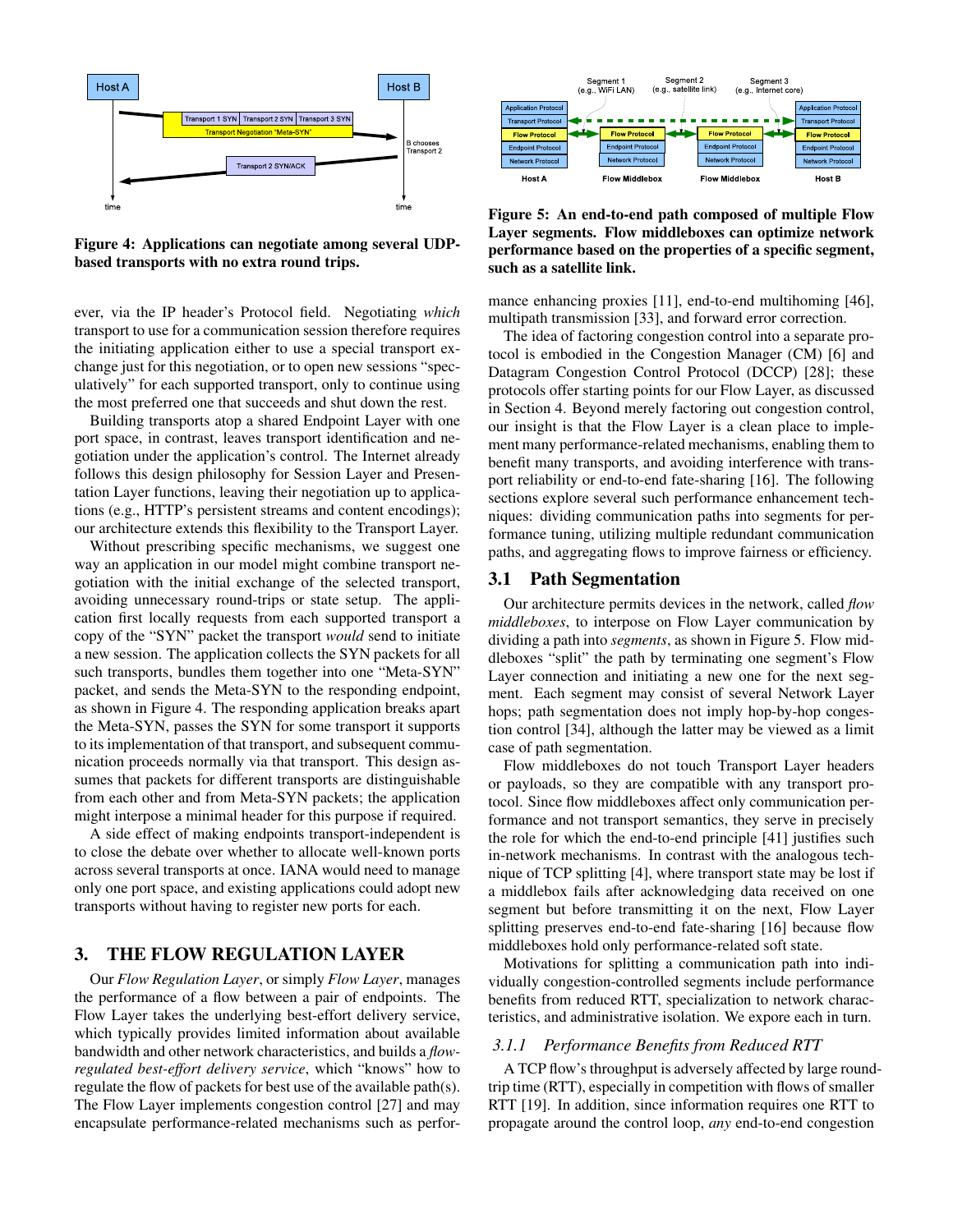Figure 4: Applications can negotiate among several UDP-based transports with no extra round trips.

ever, via the IP header's Protocol field. Negotiating *which* transport to use for a communication session therefore requires the initiating application either to use a special transport exchange just for this negotiation, or to open new sessions "speculatively" for each supported transport, only to continue using the most preferred one that succeeds and shut down the rest.

Building transports atop a shared Endpoint Layer with one port space, in contrast, leaves transport identification and negotiation under the application's control. The Internet already follows this design philosophy for Session Layer and Presentation Layer functions, leaving their negotiation up to applications (e.g., HTTP's persistent streams and content encodings); our architecture extends this flexibility to the Transport Layer.

Without prescribing specific mechanisms, we suggest one way an application in our model might combine transport negotiation with the initial exchange of the selected transport, avoiding unnecessary round-trips or state setup. The application first locally requests from each supported transport a copy of the "SYN" packet the transport *would* send to initiate a new session. The application collects the SYN packets for all such transports, bundles them together into one "Meta-SYN" packet, and sends the Meta-SYN to the responding endpoint, as shown in Figure 4. The responding application breaks apart the Meta-SYN, passes the SYN for some transport it supports to its implementation of that transport, and subsequent communication proceeds normally via that transport. This design assumes that packets for different transports are distinguishable from each other and from Meta-SYN packets; the application might interpose a minimal header for this purpose if required.

A side effect of making endpoints transport-independent is to close the debate over whether to allocate well-known ports across several transports at once. IANA would need to manage only one port space, and existing applications could adopt new transports without having to register new ports for each.

## 3. THE FLOW REGULATION LAYER

Our *Flow Regulation Layer*, or simply *Flow Layer*, manages the performance of a flow between a pair of endpoints. The Flow Layer takes the underlying best-effort delivery service, which typically provides limited information about available bandwidth and other network characteristics, and builds a *flow-regulated best-effort delivery service*, which "knows" how to regulate the flow of packets for best use of the available path(s). The Flow Layer implements congestion control [27] and may encapsulate performance-related mechanisms such as performance enhancing proxies [11], end-to-end multihoming [46], multipath transmission [33], and forward error correction.

Figure 5: An end-to-end path composed of multiple Flow Layer segments. Flow middleboxes can optimize network performance based on the properties of a specific segment, such as a satellite link.

The idea of factoring congestion control into a separate protocol is embodied in the Congestion Manager (CM) [6] and Datagram Congestion Control Protocol (DCCP) [28]; these protocols offer starting points for our Flow Layer, as discussed in Section 4. Beyond merely factoring out congestion control, our insight is that the Flow Layer is a clean place to implement many performance-related mechanisms, enabling them to benefit many transports, and avoiding interference with transport reliability or end-to-end fate-sharing [16]. The following sections explore several such performance enhancement techniques: dividing communication paths into segments for performance tuning, utilizing multiple redundant communication paths, and aggregating flows to improve fairness or efficiency.

### 3.1 Path Segmentation

Our architecture permits devices in the network, called *flow middleboxes*, to interpose on Flow Layer communication by dividing a path into *segments*, as shown in Figure 5. Flow middleboxes "split" the path by terminating one segment's Flow Layer connection and initiating a new one for the next segment. Each segment may consist of several Network Layer hops; path segmentation does not imply hop-by-hop congestion control [34], although the latter may be viewed as a limit case of path segmentation.

Flow middleboxes do not touch Transport Layer headers or payloads, so they are compatible with any transport protocol. Since flow middleboxes affect only communication performance and not transport semantics, they serve in precisely the role for which the end-to-end principle [41] justifies such in-network mechanisms. In contrast with the analogous technique of TCP splitting [4], where transport state may be lost if a middlebox fails after acknowledging data received on one segment but before transmitting it on the next, Flow Layer splitting preserves end-to-end fate-sharing [16] because flow middleboxes hold only performance-related soft state.

Motivations for splitting a communication path into individually congestion-controlled segments include performance benefits from reduced RTT, specialization to network characteristics, and administrative isolation. We expore each in turn.

#### 3.1.1 Performance Benefits from Reduced RTT

A TCP flow's throughput is adversely affected by large round-trip time (RTT), especially in competition with flows of smaller RTT [19]. In addition, since information requires one RTT to propagate around the control loop, *any* end-to-end congestion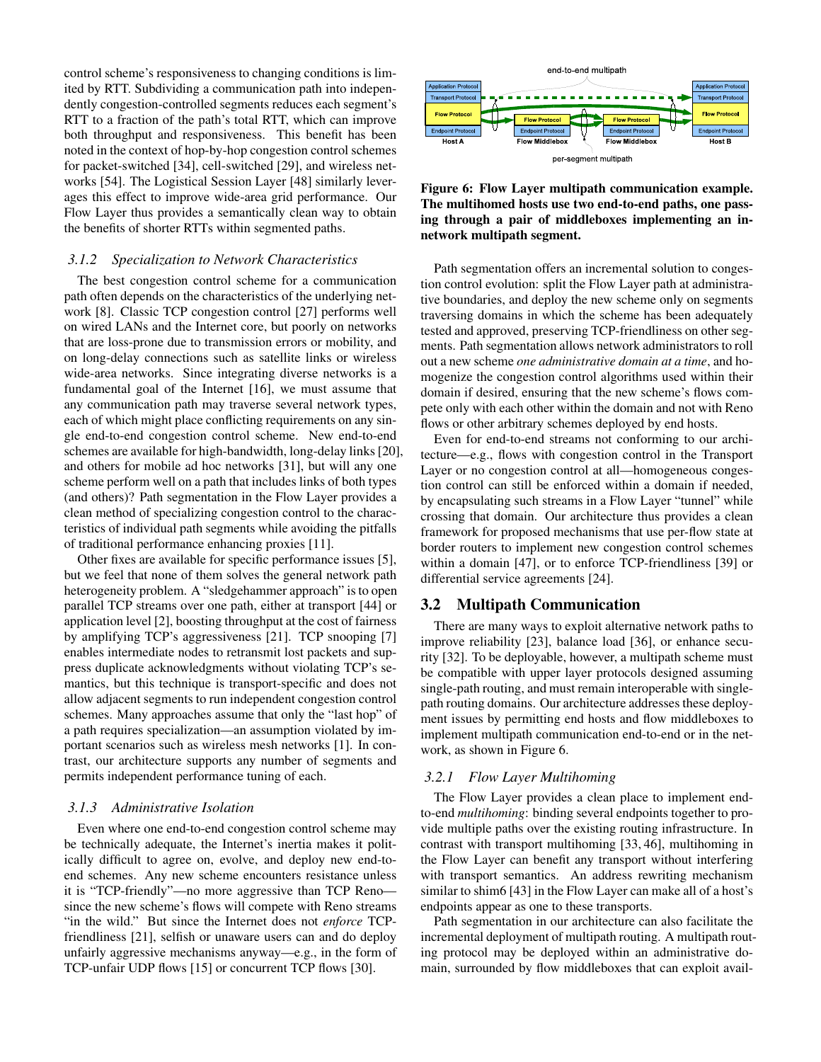control scheme's responsiveness to changing conditions is limited by RTT. Subdividing a communication path into independently congestion-controlled segments reduces each segment's RTT to a fraction of the path's total RTT, which can improve both throughput and responsiveness. This benefit has been noted in the context of hop-by-hop congestion control schemes for packet-switched [34], cell-switched [29], and wireless networks [54]. The Logistical Session Layer [48] similarly leverages this effect to improve wide-area grid performance. Our Flow Layer thus provides a semantically clean way to obtain the benefits of shorter RTTs within segmented paths.

### 3.1.2 Specialization to Network Characteristics

The best congestion control scheme for a communication path often depends on the characteristics of the underlying network [8]. Classic TCP congestion control [27] performs well on wired LANs and the Internet core, but poorly on networks that are loss-prone due to transmission errors or mobility, and on long-delay connections such as satellite links or wireless wide-area networks. Since integrating diverse networks is a fundamental goal of the Internet [16], we must assume that any communication path may traverse several network types, each of which might place conflicting requirements on any single end-to-end congestion control scheme. New end-to-end schemes are available for high-bandwidth, long-delay links [20], and others for mobile ad hoc networks [31], but will any one scheme perform well on a path that includes links of both types (and others)? Path segmentation in the Flow Layer provides a clean method of specializing congestion control to the characteristics of individual path segments while avoiding the pitfalls of traditional performance enhancing proxies [11].

Other fixes are available for specific performance issues [5], but we feel that none of them solves the general network path heterogeneity problem. A "sledgehammer approach" is to open parallel TCP streams over one path, either at transport [44] or application level [2], boosting throughput at the cost of fairness by amplifying TCP's aggressiveness [21]. TCP snooping [7] enables intermediate nodes to retransmit lost packets and suppress duplicate acknowledgments without violating TCP's semantics, but this technique is transport-specific and does not allow adjacent segments to run independent congestion control schemes. Many approaches assume that only the "last hop" of a path requires specialization—an assumption violated by important scenarios such as wireless mesh networks [1]. In contrast, our architecture supports any number of segments and permits independent performance tuning of each.

### 3.1.3 Administrative Isolation

Even where one end-to-end congestion control scheme may be technically adequate, the Internet's inertia makes it politically difficult to agree on, evolve, and deploy new end-to-end schemes. Any new scheme encounters resistance unless it is "TCP-friendly"—no more aggressive than TCP Reno—since the new scheme's flows will compete with Reno streams "in the wild." But since the Internet does not *enforce* TCP-friendliness [21], selfish or unaware users can and do deploy unfairly aggressive mechanisms anyway—e.g., in the form of TCP-unfair UDP flows [15] or concurrent TCP flows [30].

end-to-end multipath

Application Protocol
Transport Protocol
Flow Protocol
Endpoint Protocol
Host A

Flow Protocol
Endpoint Protocol
Flow Middlebox

Flow Protocol
Endpoint Protocol
Flow Middlebox

Application Protocol
Transport Protocol
Flow Protocol
Endpoint Protocol
Host B

per-segment multipath

**Figure 6: Flow Layer multipath communication example. The multihomed hosts use two end-to-end paths, one passing through a pair of middleboxes implementing an in-network multipath segment.**

Path segmentation offers an incremental solution to congestion control evolution: split the Flow Layer path at administrative boundaries, and deploy the new scheme only on segments traversing domains in which the scheme has been adequately tested and approved, preserving TCP-friendliness on other segments. Path segmentation allows network administrators to roll out a new scheme *one administrative domain at a time*, and homogenize the congestion control algorithms used within their domain if desired, ensuring that the new scheme's flows compete only with each other within the domain and not with Reno flows or other arbitrary schemes deployed by end hosts.

Even for end-to-end streams not conforming to our architecture—e.g., flows with congestion control in the Transport Layer or no congestion control at all—homogeneous congestion control can still be enforced within a domain if needed, by encapsulating such streams in a Flow Layer "tunnel" while crossing that domain. Our architecture thus provides a clean framework for proposed mechanisms that use per-flow state at border routers to implement new congestion control schemes within a domain [47], or to enforce TCP-friendliness [39] or differential service agreements [24].

## 3.2 Multipath Communication

There are many ways to exploit alternative network paths to improve reliability [23], balance load [36], or enhance security [32]. To be deployable, however, a multipath scheme must be compatible with upper layer protocols designed assuming single-path routing, and must remain interoperable with single-path routing domains. Our architecture addresses these deployment issues by permitting end hosts and flow middleboxes to implement multipath communication end-to-end or in the network, as shown in Figure 6.

### 3.2.1 Flow Layer Multihoming

The Flow Layer provides a clean place to implement end-to-end *multihoming*: binding several endpoints together to provide multiple paths over the existing routing infrastructure. In contrast with transport multihoming [33, 46], multihoming in the Flow Layer can benefit any transport without interfering with transport semantics. An address rewriting mechanism similar to shim6 [43] in the Flow Layer can make all of a host's endpoints appear as one to these transports.

Path segmentation in our architecture can also facilitate the incremental deployment of multipath routing. A multipath routing protocol may be deployed within an administrative domain, surrounded by flow middleboxes that can exploit avail-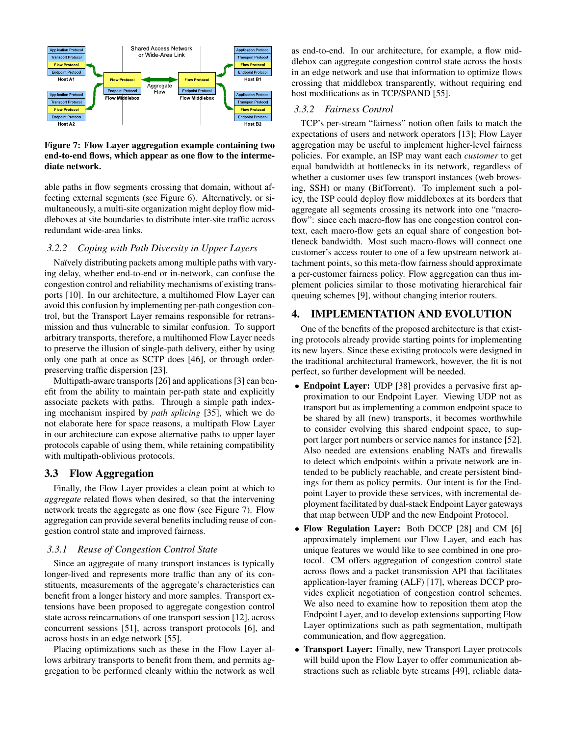Shared Access Network
or Wide-Area Link

Application Protocol
Transport Protocol
Flow Protocol
Endpoint Protocol
Host A1

Application Protocol
Transport Protocol
Flow Protocol
Endpoint Protocol
Host A2

Flow Protocol
Endpoint Protocol
Flow Middlebox

Aggregate
Flow

Flow Protocol
Endpoint Protocol
Flow Middlebox

Application Protocol
Transport Protocol
Flow Protocol
Endpoint Protocol
Host B1

Application Protocol
Transport Protocol
Flow Protocol
Endpoint Protocol
Host B2

**Figure 7: Flow Layer aggregation example containing two end-to-end flows, which appear as one flow to the intermediate network.**

able paths in flow segments crossing that domain, without affecting external segments (see Figure 6). Alternatively, or simultaneously, a multi-site organization might deploy flow middleboxes at site boundaries to distribute inter-site traffic across redundant wide-area links.

### 3.2.2 Coping with Path Diversity in Upper Layers

Naïvely distributing packets among multiple paths with varying delay, whether end-to-end or in-network, can confuse the congestion control and reliability mechanisms of existing transports [10]. In our architecture, a multihomed Flow Layer can avoid this confusion by implementing per-path congestion control, but the Transport Layer remains responsible for retransmission and thus vulnerable to similar confusion. To support arbitrary transports, therefore, a multihomed Flow Layer needs to preserve the illusion of single-path delivery, either by using only one path at once as SCTP does [46], or through order-preserving traffic dispersion [23].

Multipath-aware transports [26] and applications [3] can benefit from the ability to maintain per-path state and explicitly associate packets with paths. Through a simple path indexing mechanism inspired by *path splicing* [35], which we do not elaborate here for space reasons, a multipath Flow Layer in our architecture can expose alternative paths to upper layer protocols capable of using them, while retaining compatibility with multipath-oblivious protocols.

## 3.3 Flow Aggregation

Finally, the Flow Layer provides a clean point at which to *aggregate* related flows when desired, so that the intervening network treats the aggregate as one flow (see Figure 7). Flow aggregation can provide several benefits including reuse of congestion control state and improved fairness.

### 3.3.1 Reuse of Congestion Control State

Since an aggregate of many transport instances is typically longer-lived and represents more traffic than any of its constituents, measurements of the aggregate's characteristics can benefit from a longer history and more samples. Transport extensions have been proposed to aggregate congestion control state across reincarnations of one transport session [12], across concurrent sessions [51], across transport protocols [6], and across hosts in an edge network [55].

Placing optimizations such as these in the Flow Layer allows arbitrary transports to benefit from them, and permits aggregation to be performed cleanly within the network as well as end-to-end. In our architecture, for example, a flow middlebox can aggregate congestion control state across the hosts in an edge network and use that information to optimize flows crossing that middlebox transparently, without requiring end host modifications as in TCP/SPAND [55].

### 3.3.2 Fairness Control

TCP's per-stream "fairness" notion often fails to match the expectations of users and network operators [13]; Flow Layer aggregation may be useful to implement higher-level fairness policies. For example, an ISP may want each *customer* to get equal bandwidth at bottlenecks in its network, regardless of whether a customer uses few transport instances (web browsing, SSH) or many (BitTorrent). To implement such a policy, the ISP could deploy flow middleboxes at its borders that aggregate all segments crossing its network into one "macro-flow": since each macro-flow has one congestion control context, each macro-flow gets an equal share of congestion bottleneck bandwidth. Most such macro-flows will connect one customer's access router to one of a few upstream network attachment points, so this meta-flow fairness should approximate a per-customer fairness policy. Flow aggregation can thus implement policies similar to those motivating hierarchical fair queuing schemes [9], without changing interior routers.

# 4. IMPLEMENTATION AND EVOLUTION

One of the benefits of the proposed architecture is that existing protocols already provide starting points for implementing its new layers. Since these existing protocols were designed in the traditional architectural framework, however, the fit is not perfect, so further development will be needed.

- **Endpoint Layer:** UDP [38] provides a pervasive first approximation to our Endpoint Layer. Viewing UDP not as transport but as implementing a common endpoint space to be shared by all (new) transports, it becomes worthwhile to consider evolving this shared endpoint space, to support larger port numbers or service names for instance [52]. Also needed are extensions enabling NATs and firewalls to detect which endpoints within a private network are intended to be publicly reachable, and create persistent bindings for them as policy permits. Our intent is for the Endpoint Layer to provide these services, with incremental deployment facilitated by dual-stack Endpoint Layer gateways that map between UDP and the new Endpoint Protocol.
- **Flow Regulation Layer:** Both DCCP [28] and CM [6] approximately implement our Flow Layer, and each has unique features we would like to see combined in one protocol. CM offers aggregation of congestion control state across flows and a packet transmission API that facilitates application-layer framing (ALF) [17], whereas DCCP provides explicit negotiation of congestion control schemes. We also need to examine how to reposition them atop the Endpoint Layer, and to develop extensions supporting Flow Layer optimizations such as path segmentation, multipath communication, and flow aggregation.
- **Transport Layer:** Finally, new Transport Layer protocols will build upon the Flow Layer to offer communication abstractions such as reliable byte streams [49], reliable data-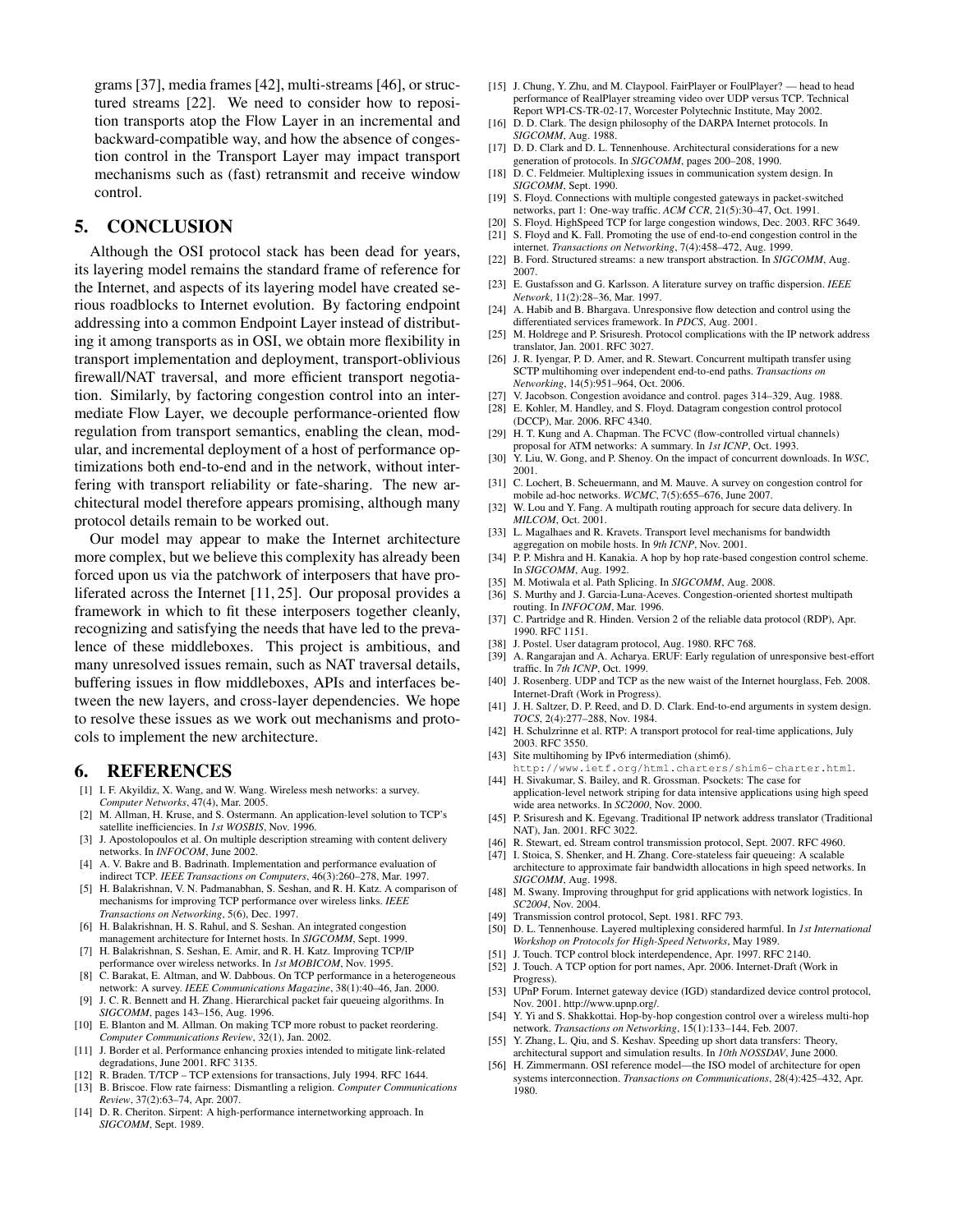grams [37], media frames [42], multi-streams [46], or structured streams [22]. We need to consider how to reposition transports atop the Flow Layer in an incremental and backward-compatible way, and how the absence of congestion control in the Transport Layer may impact transport mechanisms such as (fast) retransmit and receive window control.

## 5. CONCLUSION

Although the OSI protocol stack has been dead for years, its layering model remains the standard frame of reference for the Internet, and aspects of its layering model have created serious roadblocks to Internet evolution. By factoring endpoint addressing into a common Endpoint Layer instead of distributing it among transports as in OSI, we obtain more flexibility in transport implementation and deployment, transport-oblivious firewall/NAT traversal, and more efficient transport negotiation. Similarly, by factoring congestion control into an intermediate Flow Layer, we decouple performance-oriented flow regulation from transport semantics, enabling the clean, modular, and incremental deployment of a host of performance optimizations both end-to-end and in the network, without interfering with transport reliability or fate-sharing. The new architectural model therefore appears promising, although many protocol details remain to be worked out.

Our model may appear to make the Internet architecture more complex, but we believe this complexity has already been forced upon us via the patchwork of interposers that have proliferated across the Internet [11, 25]. Our proposal provides a framework in which to fit these interposers together cleanly, recognizing and satisfying the needs that have led to the prevalence of these middleboxes. This project is ambitious, and many unresolved issues remain, such as NAT traversal details, buffering issues in flow middleboxes, APIs and interfaces between the new layers, and cross-layer dependencies. We hope to resolve these issues as we work out mechanisms and protocols to implement the new architecture.

## 6. REFERENCES

[1] I. F. Akyildiz, X. Wang, and W. Wang. Wireless mesh networks: a survey. *Computer Networks*, 47(4), Mar. 2005.

[2] M. Allman, H. Kruse, and S. Ostermann. An application-level solution to TCP's satellite inefficiencies. In *1st WOSBIS*, Nov. 1996.

[3] J. Apostolopoulos et al. On multiple description streaming with content delivery networks. In *INFOCOM*, June 2002.

[4] A. V. Bakre and B. Badrinath. Implementation and performance evaluation of indirect TCP. *IEEE Transactions on Computers*, 46(3):260–278, Mar. 1997.

[5] H. Balakrishnan, V. N. Padmanabhan, S. Seshan, and R. H. Katz. A comparison of mechanisms for improving TCP performance over wireless links. *IEEE Transactions on Networking*, 5(6), Dec. 1997.

[6] H. Balakrishnan, H. S. Rahul, and S. Seshan. An integrated congestion management architecture for Internet hosts. In *SIGCOMM*, Sept. 1999.

[7] H. Balakrishnan, S. Seshan, E. Amir, and R. H. Katz. Improving TCP/IP performance over wireless networks. In *1st MOBICOM*, Nov. 1995.

[8] C. Barakat, E. Altman, and W. Dabbous. On TCP performance in a heterogeneous network: A survey. *IEEE Communications Magazine*, 38(1):40–46, Jan. 2000.

[9] J. C. R. Bennett and H. Zhang. Hierarchical packet fair queueing algorithms. In *SIGCOMM*, pages 143–156, Aug. 1996.

[10] E. Blanton and M. Allman. On making TCP more robust to packet reordering. *Computer Communications Review*, 32(1), Jan. 2002.

[11] J. Border et al. Performance enhancing proxies intended to mitigate link-related degradations, June 2001. RFC 3135.

[12] R. Braden. T/TCP – TCP extensions for transactions, July 1994. RFC 1644.

[13] B. Briscoe. Flow rate fairness: Dismantling a religion. *Computer Communications Review*, 37(2):63–74, Apr. 2007.

[14] D. R. Cheriton. Sirpent: A high-performance internetworking approach. In *SIGCOMM*, Sept. 1989.

[15] J. Chung, Y. Zhu, and M. Claypool. FairPlayer or FoulPlayer? — head to head performance of RealPlayer streaming video over UDP versus TCP. Technical Report WPI-CS-TR-02-17, Worcester Polytechnic Institute, May 2002.

[16] D. D. Clark. The design philosophy of the DARPA Internet protocols. In *SIGCOMM*, Aug. 1988.

[17] D. D. Clark and D. L. Tennenhouse. Architectural considerations for a new generation of protocols. In *SIGCOMM*, pages 200–208, 1990.

[18] D. C. Feldmeier. Multiplexing issues in communication system design. In *SIGCOMM*, Sept. 1990.

[19] S. Floyd. Connections with multiple congested gateways in packet-switched networks, part 1: One-way traffic. *ACM CCR*, 21(5):30–47, Oct. 1991.

[20] S. Floyd. HighSpeed TCP for large congestion windows, Dec. 2003. RFC 3649.

[21] S. Floyd and K. Fall. Promoting the use of end-to-end congestion control in the internet. *Transactions on Networking*, 7(4):458–472, Aug. 1999.

[22] B. Ford. Structured streams: a new transport abstraction. In *SIGCOMM*, Aug. 2007.

[23] E. Gustafsson and G. Karlsson. A literature survey on traffic dispersion. *IEEE Network*, 11(2):28–36, Mar. 1997.

[24] A. Habib and B. Bhargava. Unresponsive flow detection and control using the differentiated services framework. In *PDCS*, Aug. 2001.

[25] M. Holdrege and P. Srisuresh. Protocol complications with the IP network address translator, Jan. 2001. RFC 3027.

[26] J. R. Iyengar, P. D. Amer, and R. Stewart. Concurrent multipath transfer using SCTP multihoming over independent end-to-end paths. *Transactions on Networking*, 14(5):951–964, Oct. 2006.

[27] V. Jacobson. Congestion avoidance and control. pages 314–329, Aug. 1988.

[28] E. Kohler, M. Handley, and S. Floyd. Datagram congestion control protocol (DCCP), Mar. 2006. RFC 4340.

[29] H. T. Kung and A. Chapman. The FCVC (flow-controlled virtual channels) proposal for ATM networks: A summary. In *1st ICNP*, Oct. 1993.

[30] Y. Liu, W. Gong, and P. Shenoy. On the impact of concurrent downloads. In *WSC*, 2001.

[31] C. Lochert, B. Scheuermann, and M. Mauve. A survey on congestion control for mobile ad-hoc networks. *WCMC*, 7(5):655–676, June 2007.

[32] W. Lou and Y. Fang. A multipath routing approach for secure data delivery. In *MILCOM*, Oct. 2001.

[33] L. Magalhaes and R. Kravets. Transport level mechanisms for bandwidth aggregation on mobile hosts. In *9th ICNP*, Nov. 2001.

[34] P. P. Mishra and H. Kanakia. A hop by hop rate-based congestion control scheme. In *SIGCOMM*, Aug. 1992.

[35] M. Motiwala et al. Path Splicing. In *SIGCOMM*, Aug. 2008.

[36] S. Murthy and J. Garcia-Luna-Aceves. Congestion-oriented shortest multipath routing. In *INFOCOM*, Mar. 1996.

[37] C. Partridge and R. Hinden. Version 2 of the reliable data protocol (RDP), Apr. 1990. RFC 1151.

[38] J. Postel. User datagram protocol, Aug. 1980. RFC 768.

[39] A. Rangarajan and A. Acharya. ERUF: Early regulation of unresponsive best-effort traffic. In *7th ICNP*, Oct. 1999.

[40] J. Rosenberg. UDP and TCP as the new waist of the Internet hourglass, Feb. 2008. Internet-Draft (Work in Progress).

[41] J. H. Saltzer, D. P. Reed, and D. D. Clark. End-to-end arguments in system design. *TOCS*, 2(4):277–288, Nov. 1984.

[42] H. Schulzrinne et al. RTP: A transport protocol for real-time applications, July 2003. RFC 3550.

[43] Site multihoming by IPv6 intermediation (shim6). `http://www.ietf.org/html.charters/shim6-charter.html`.

[44] H. Sivakumar, S. Bailey, and R. Grossman. Psockets: The case for application-level network striping for data intensive applications using high speed wide area networks. In *SC2000*, Nov. 2000.

[45] P. Srisuresh and K. Egevang. Traditional IP network address translator (Traditional NAT), Jan. 2001. RFC 3022.

[46] R. Stewart, ed. Stream control transmission protocol, Sept. 2007. RFC 4960.

[47] I. Stoica, S. Shenker, and H. Zhang. Core-stateless fair queueing: A scalable architecture to approximate fair bandwidth allocations in high speed networks. In *SIGCOMM*, Aug. 1998.

[48] M. Swany. Improving throughput for grid applications with network logistics. In *SC2004*, Nov. 2004.

[49] Transmission control protocol, Sept. 1981. RFC 793.

[50] D. L. Tennenhouse. Layered multiplexing considered harmful. In *1st International Workshop on Protocols for High-Speed Networks*, May 1989.

[51] J. Touch. TCP control block interdependence, Apr. 1997. RFC 2140.

[52] J. Touch. A TCP option for port names, Apr. 2006. Internet-Draft (Work in Progress).

[53] UPnP Forum. Internet gateway device (IGD) standardized device control protocol, Nov. 2001. http://www.upnp.org/.

[54] Y. Yi and S. Shakkottai. Hop-by-hop congestion control over a wireless multi-hop network. *Transactions on Networking*, 15(1):133–144, Feb. 2007.

[55] Y. Zhang, L. Qiu, and S. Keshav. Speeding up short data transfers: Theory, architectural support and simulation results. In *10th NOSSDAV*, June 2000.

[56] H. Zimmermann. OSI reference model—the ISO model of architecture for open systems interconnection. *Transactions on Communications*, 28(4):425–432, Apr. 1980.